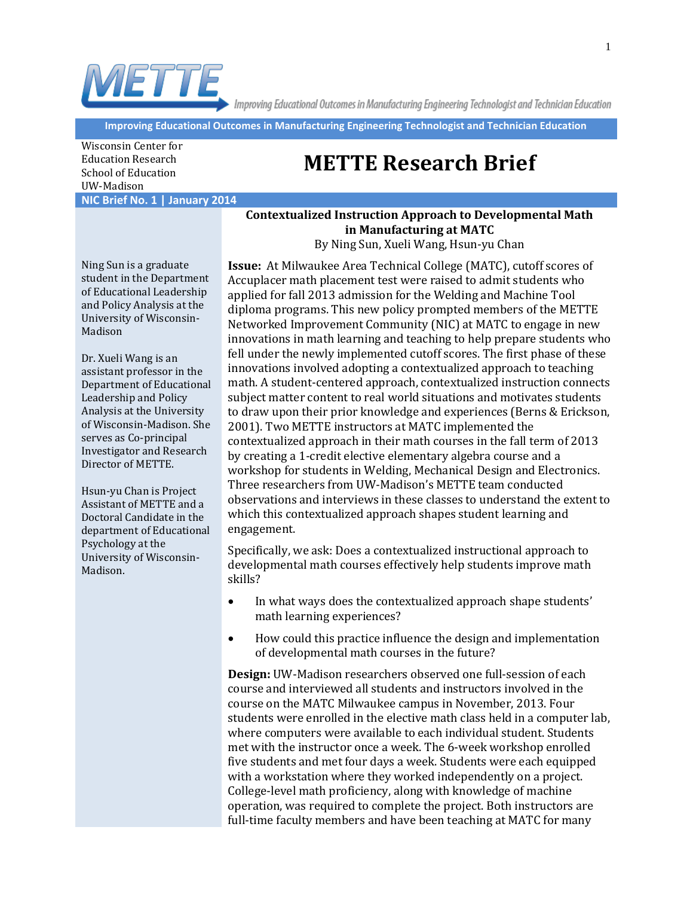METTE

Improving Educational Outcomes in Manufacturing Engineering Technologist and Technician Education

**Improving Educational Outcomes in Manufacturing Engineering Technologist and Technician Education**

Wisconsin Center for Education Research
School of Education
UW-Madison

# METTE Research Brief

**NIC Brief No. 1 | January 2014**

## Contextualized Instruction Approach to Developmental Math in Manufacturing at MATC

By Ning Sun, Xueli Wang, Hsun-yu Chan

Ning Sun is a graduate student in the Department of Educational Leadership and Policy Analysis at the University of Wisconsin-Madison

Dr. Xueli Wang is an assistant professor in the Department of Educational Leadership and Policy Analysis at the University of Wisconsin-Madison. She serves as Co-principal Investigator and Research Director of METTE.

Hsun-yu Chan is Project Assistant of METTE and a Doctoral Candidate in the department of Educational Psychology at the University of Wisconsin-Madison.

**Issue:** At Milwaukee Area Technical College (MATC), cutoff scores of Accuplacer math placement test were raised to admit students who applied for fall 2013 admission for the Welding and Machine Tool diploma programs. This new policy prompted members of the METTE Networked Improvement Community (NIC) at MATC to engage in new innovations in math learning and teaching to help prepare students who fell under the newly implemented cutoff scores. The first phase of these innovations involved adopting a contextualized approach to teaching math. A student-centered approach, contextualized instruction connects subject matter content to real world situations and motivates students to draw upon their prior knowledge and experiences (Berns & Erickson, 2001). Two METTE instructors at MATC implemented the contextualized approach in their math courses in the fall term of 2013 by creating a 1-credit elective elementary algebra course and a workshop for students in Welding, Mechanical Design and Electronics. Three researchers from UW-Madison's METTE team conducted observations and interviews in these classes to understand the extent to which this contextualized approach shapes student learning and engagement.

Specifically, we ask: Does a contextualized instructional approach to developmental math courses effectively help students improve math skills?

- In what ways does the contextualized approach shape students' math learning experiences?
- How could this practice influence the design and implementation of developmental math courses in the future?

**Design:** UW-Madison researchers observed one full-session of each course and interviewed all students and instructors involved in the course on the MATC Milwaukee campus in November, 2013. Four students were enrolled in the elective math class held in a computer lab, where computers were available to each individual student. Students met with the instructor once a week. The 6-week workshop enrolled five students and met four days a week. Students were each equipped with a workstation where they worked independently on a project. College-level math proficiency, along with knowledge of machine operation, was required to complete the project. Both instructors are full-time faculty members and have been teaching at MATC for many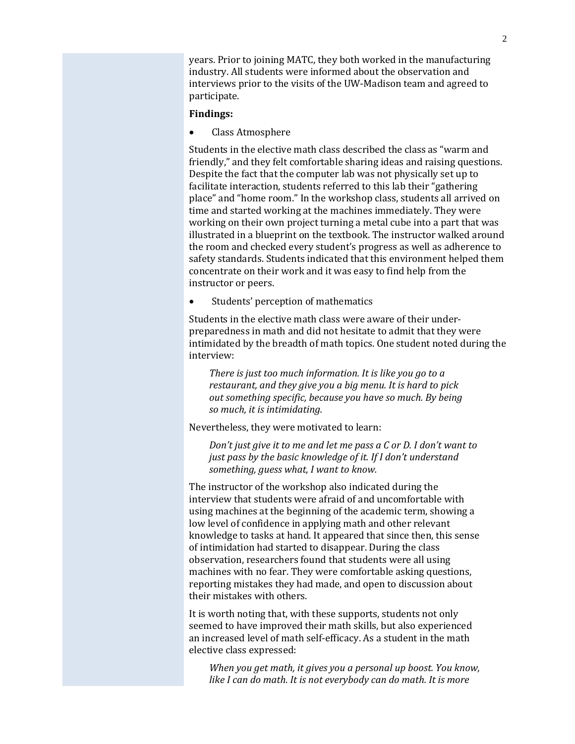years. Prior to joining MATC, they both worked in the manufacturing industry. All students were informed about the observation and interviews prior to the visits of the UW-Madison team and agreed to participate.

**Findings:**

- Class Atmosphere

Students in the elective math class described the class as "warm and friendly," and they felt comfortable sharing ideas and raising questions. Despite the fact that the computer lab was not physically set up to facilitate interaction, students referred to this lab their "gathering place" and "home room." In the workshop class, students all arrived on time and started working at the machines immediately. They were working on their own project turning a metal cube into a part that was illustrated in a blueprint on the textbook. The instructor walked around the room and checked every student's progress as well as adherence to safety standards. Students indicated that this environment helped them concentrate on their work and it was easy to find help from the instructor or peers.

- Students' perception of mathematics

Students in the elective math class were aware of their under-preparedness in math and did not hesitate to admit that they were intimidated by the breadth of math topics. One student noted during the interview:

> *There is just too much information. It is like you go to a restaurant, and they give you a big menu. It is hard to pick out something specific, because you have so much. By being so much, it is intimidating.*

Nevertheless, they were motivated to learn:

> *Don't just give it to me and let me pass a C or D. I don't want to just pass by the basic knowledge of it. If I don't understand something, guess what, I want to know.*

The instructor of the workshop also indicated during the interview that students were afraid of and uncomfortable with using machines at the beginning of the academic term, showing a low level of confidence in applying math and other relevant knowledge to tasks at hand. It appeared that since then, this sense of intimidation had started to disappear. During the class observation, researchers found that students were all using machines with no fear. They were comfortable asking questions, reporting mistakes they had made, and open to discussion about their mistakes with others.

It is worth noting that, with these supports, students not only seemed to have improved their math skills, but also experienced an increased level of math self-efficacy. As a student in the math elective class expressed:

> *When you get math, it gives you a personal up boost. You know, like I can do math. It is not everybody can do math. It is more*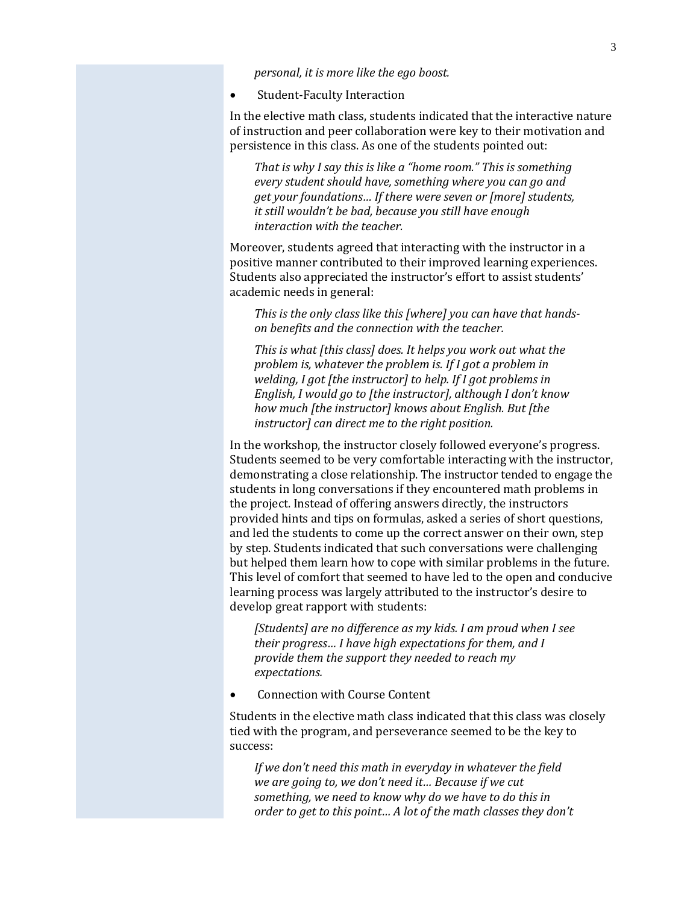*personal, it is more like the ego boost.*

- Student-Faculty Interaction

In the elective math class, students indicated that the interactive nature of instruction and peer collaboration were key to their motivation and persistence in this class. As one of the students pointed out:

> *That is why I say this is like a "home room." This is something every student should have, something where you can go and get your foundations… If there were seven or [more] students, it still wouldn't be bad, because you still have enough interaction with the teacher.*

Moreover, students agreed that interacting with the instructor in a positive manner contributed to their improved learning experiences. Students also appreciated the instructor's effort to assist students' academic needs in general:

> *This is the only class like this [where] you can have that hands-on benefits and the connection with the teacher.*
>
> *This is what [this class] does. It helps you work out what the problem is, whatever the problem is. If I got a problem in welding, I got [the instructor] to help. If I got problems in English, I would go to [the instructor], although I don't know how much [the instructor] knows about English. But [the instructor] can direct me to the right position.*

In the workshop, the instructor closely followed everyone's progress. Students seemed to be very comfortable interacting with the instructor, demonstrating a close relationship. The instructor tended to engage the students in long conversations if they encountered math problems in the project. Instead of offering answers directly, the instructors provided hints and tips on formulas, asked a series of short questions, and led the students to come up the correct answer on their own, step by step. Students indicated that such conversations were challenging but helped them learn how to cope with similar problems in the future. This level of comfort that seemed to have led to the open and conducive learning process was largely attributed to the instructor's desire to develop great rapport with students:

> *[Students] are no difference as my kids. I am proud when I see their progress… I have high expectations for them, and I provide them the support they needed to reach my expectations.*

- Connection with Course Content

Students in the elective math class indicated that this class was closely tied with the program, and perseverance seemed to be the key to success:

> *If we don't need this math in everyday in whatever the field we are going to, we don't need it… Because if we cut something, we need to know why do we have to do this in order to get to this point… A lot of the math classes they don't*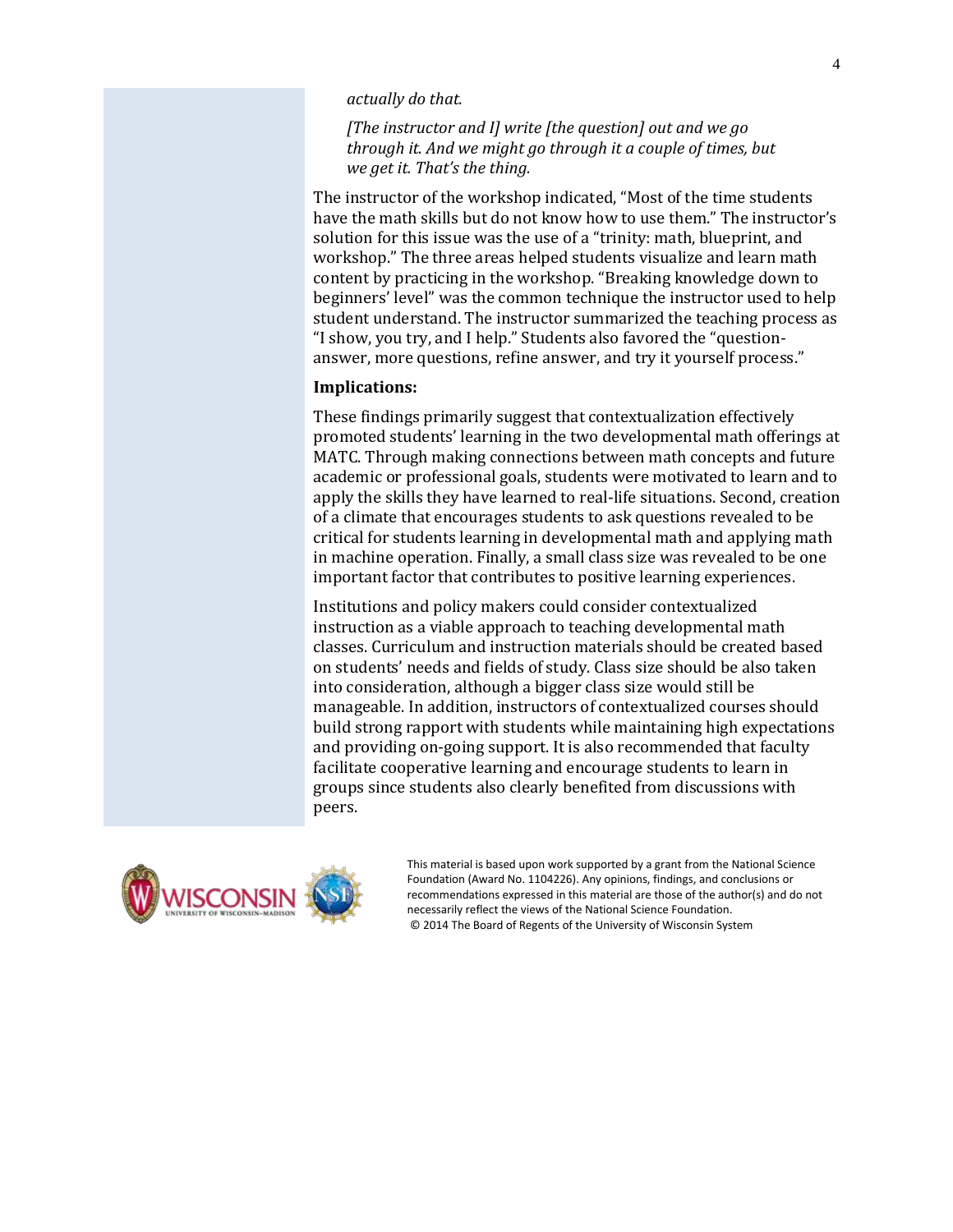*actually do that.*

*[The instructor and I] write [the question] out and we go through it. And we might go through it a couple of times, but we get it. That's the thing.*

The instructor of the workshop indicated, "Most of the time students have the math skills but do not know how to use them." The instructor's solution for this issue was the use of a "trinity: math, blueprint, and workshop." The three areas helped students visualize and learn math content by practicing in the workshop. "Breaking knowledge down to beginners' level" was the common technique the instructor used to help student understand. The instructor summarized the teaching process as "I show, you try, and I help." Students also favored the "question-answer, more questions, refine answer, and try it yourself process."

**Implications:**

These findings primarily suggest that contextualization effectively promoted students' learning in the two developmental math offerings at MATC. Through making connections between math concepts and future academic or professional goals, students were motivated to learn and to apply the skills they have learned to real-life situations. Second, creation of a climate that encourages students to ask questions revealed to be critical for students learning in developmental math and applying math in machine operation. Finally, a small class size was revealed to be one important factor that contributes to positive learning experiences.

Institutions and policy makers could consider contextualized instruction as a viable approach to teaching developmental math classes. Curriculum and instruction materials should be created based on students' needs and fields of study. Class size should be also taken into consideration, although a bigger class size would still be manageable. In addition, instructors of contextualized courses should build strong rapport with students while maintaining high expectations and providing on-going support. It is also recommended that faculty facilitate cooperative learning and encourage students to learn in groups since students also clearly benefited from discussions with peers.

This material is based upon work supported by a grant from the National Science Foundation (Award No. 1104226). Any opinions, findings, and conclusions or recommendations expressed in this material are those of the author(s) and do not necessarily reflect the views of the National Science Foundation.
© 2014 The Board of Regents of the University of Wisconsin System